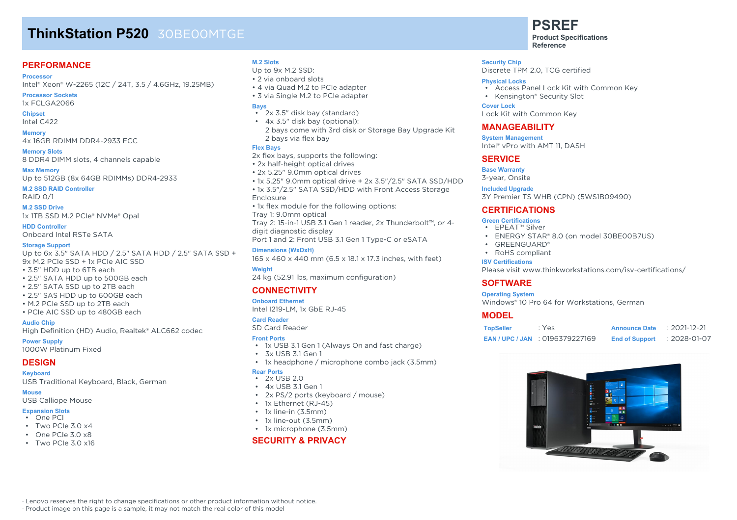# ThinkStation P520 30BE00MTGE

**PSREF**
**Product Specifications Reference**

## PERFORMANCE

**Processor**
Intel® Xeon® W-2265 (12C / 24T, 3.5 / 4.6GHz, 19.25MB)

**Processor Sockets**
1x FCLGA2066

**Chipset**
Intel C422

**Memory**
4x 16GB RDIMM DDR4-2933 ECC

**Memory Slots**
8 DDR4 DIMM slots, 4 channels capable

**Max Memory**
Up to 512GB (8x 64GB RDIMMs) DDR4-2933

**M.2 SSD RAID Controller**
RAID 0/1

**M.2 SSD Drive**
1x 1TB SSD M.2 PCIe® NVMe® Opal

**HDD Controller**
Onboard Intel RSTe SATA

**Storage Support**
Up to 6x 3.5" SATA HDD / 2.5" SATA HDD / 2.5" SATA SSD + 9x M.2 PCIe SSD + 1x PCIe AIC SSD
- 3.5" HDD up to 6TB each
- 2.5" SATA HDD up to 500GB each
- 2.5" SATA SSD up to 2TB each
- 2.5" SAS HDD up to 600GB each
- M.2 PCIe SSD up to 2TB each
- PCIe AIC SSD up to 480GB each

**Audio Chip**
High Definition (HD) Audio, Realtek® ALC662 codec

**Power Supply**
1000W Platinum Fixed

## DESIGN

**Keyboard**
USB Traditional Keyboard, Black, German

**Mouse**
USB Calliope Mouse

**Expansion Slots**
- One PCI
- Two PCIe 3.0 x4
- One PCIe 3.0 x8
- Two PCIe 3.0 x16

**M.2 Slots**
Up to 9x M.2 SSD:
- 2 via onboard slots
- 4 via Quad M.2 to PCIe adapter
- 3 via Single M.2 to PCIe adapter

**Bays**
- 2x 3.5" disk bay (standard)
- 4x 3.5" disk bay (optional):
  2 bays come with 3rd disk or Storage Bay Upgrade Kit
  2 bays via flex bay

**Flex Bays**
2x flex bays, supports the following:
- 2x half-height optical drives
- 2x 5.25" 9.0mm optical drives
- 1x 5.25" 9.0mm optical drive + 2x 3.5"/2.5" SATA SSD/HDD
- 1x 3.5"/2.5" SATA SSD/HDD with Front Access Storage Enclosure
- 1x flex module for the following options:

Tray 1: 9.0mm optical
Tray 2: 15-in-1 USB 3.1 Gen 1 reader, 2x Thunderbolt™, or 4-digit diagnostic display
Port 1 and 2: Front USB 3.1 Gen 1 Type-C or eSATA

**Dimensions (WxDxH)**
165 x 460 x 440 mm (6.5 x 18.1 x 17.3 inches, with feet)

**Weight**
24 kg (52.91 lbs, maximum configuration)

## CONNECTIVITY

**Onboard Ethernet**
Intel I219-LM, 1x GbE RJ-45

**Card Reader**
SD Card Reader

**Front Ports**
- 1x USB 3.1 Gen 1 (Always On and fast charge)
- 3x USB 3.1 Gen 1
- 1x headphone / microphone combo jack (3.5mm)

**Rear Ports**
- 2x USB 2.0
- 4x USB 3.1 Gen 1
- 2x PS/2 ports (keyboard / mouse)
- 1x Ethernet (RJ-45)
- 1x line-in (3.5mm)
- 1x line-out (3.5mm)
- 1x microphone (3.5mm)

## SECURITY & PRIVACY

**Security Chip**
Discrete TPM 2.0, TCG certified

**Physical Locks**
- Access Panel Lock Kit with Common Key
- Kensington® Security Slot

**Cover Lock**
Lock Kit with Common Key

## MANAGEABILITY

**System Management**
Intel® vPro with AMT 11, DASH

## SERVICE

**Base Warranty**
3-year, Onsite

**Included Upgrade**
3Y Premier TS WHB (CPN) (5WS1B09490)

## CERTIFICATIONS

**Green Certifications**
- EPEAT™ Silver
- ENERGY STAR® 8.0 (on model 30BE00B7US)
- GREENGUARD®
- RoHS compliant

**ISV Certifications**
Please visit www.thinkworkstations.com/isv-certifications/

## SOFTWARE

**Operating System**
Windows® 10 Pro 64 for Workstations, German

## MODEL

| | | | |
|---|---|---|---|
| **TopSeller** | : Yes | **Announce Date** | : 2021-12-21 |
| **EAN / UPC / JAN** | : 0196379227169 | **End of Support** | : 2028-01-07 |

· Lenovo reserves the right to change specifications or other product information without notice.
· Product image on this page is a sample, it may not match the real color of this model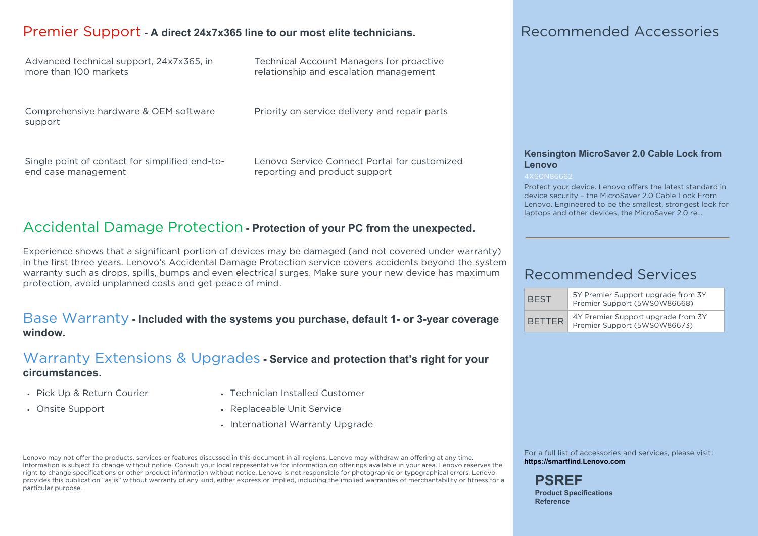## Premier Support - A direct 24x7x365 line to our most elite technicians.

- Advanced technical support, 24x7x365, in more than 100 markets
- Technical Account Managers for proactive relationship and escalation management
- Comprehensive hardware & OEM software support
- Priority on service delivery and repair parts
- Single point of contact for simplified end-to-end case management
- Lenovo Service Connect Portal for customized reporting and product support

## Accidental Damage Protection - Protection of your PC from the unexpected.

Experience shows that a significant portion of devices may be damaged (and not covered under warranty) in the first three years. Lenovo's Accidental Damage Protection service covers accidents beyond the system warranty such as drops, spills, bumps and even electrical surges. Make sure your new device has maximum protection, avoid unplanned costs and get peace of mind.

## Base Warranty - Included with the systems you purchase, default 1- or 3-year coverage window.

## Warranty Extensions & Upgrades - Service and protection that's right for your circumstances.

- Pick Up & Return Courier
- Onsite Support
- Technician Installed Customer
- Replaceable Unit Service
- International Warranty Upgrade

Lenovo may not offer the products, services or features discussed in this document in all regions. Lenovo may withdraw an offering at any time. Information is subject to change without notice. Consult your local representative for information on offerings available in your area. Lenovo reserves the right to change specifications or other product information without notice. Lenovo is not responsible for photographic or typographical errors. Lenovo provides this publication "as is" without warranty of any kind, either express or implied, including the implied warranties of merchantability or fitness for a particular purpose.

## Recommended Accessories

**Kensington MicroSaver 2.0 Cable Lock from Lenovo**

4X60N86662

Protect your device. Lenovo offers the latest standard in device security – the MicroSaver 2.0 Cable Lock From Lenovo. Engineered to be the smallest, strongest lock for laptops and other devices, the MicroSaver 2.0 re...

## Recommended Services

| | |
|---|---|
| BEST | 5Y Premier Support upgrade from 3Y Premier Support (5WS0W86668) |
| BETTER | 4Y Premier Support upgrade from 3Y Premier Support (5WS0W86673) |

For a full list of accessories and services, please visit: **https://smartfind.Lenovo.com**

**PSREF**
**Product Specifications Reference**